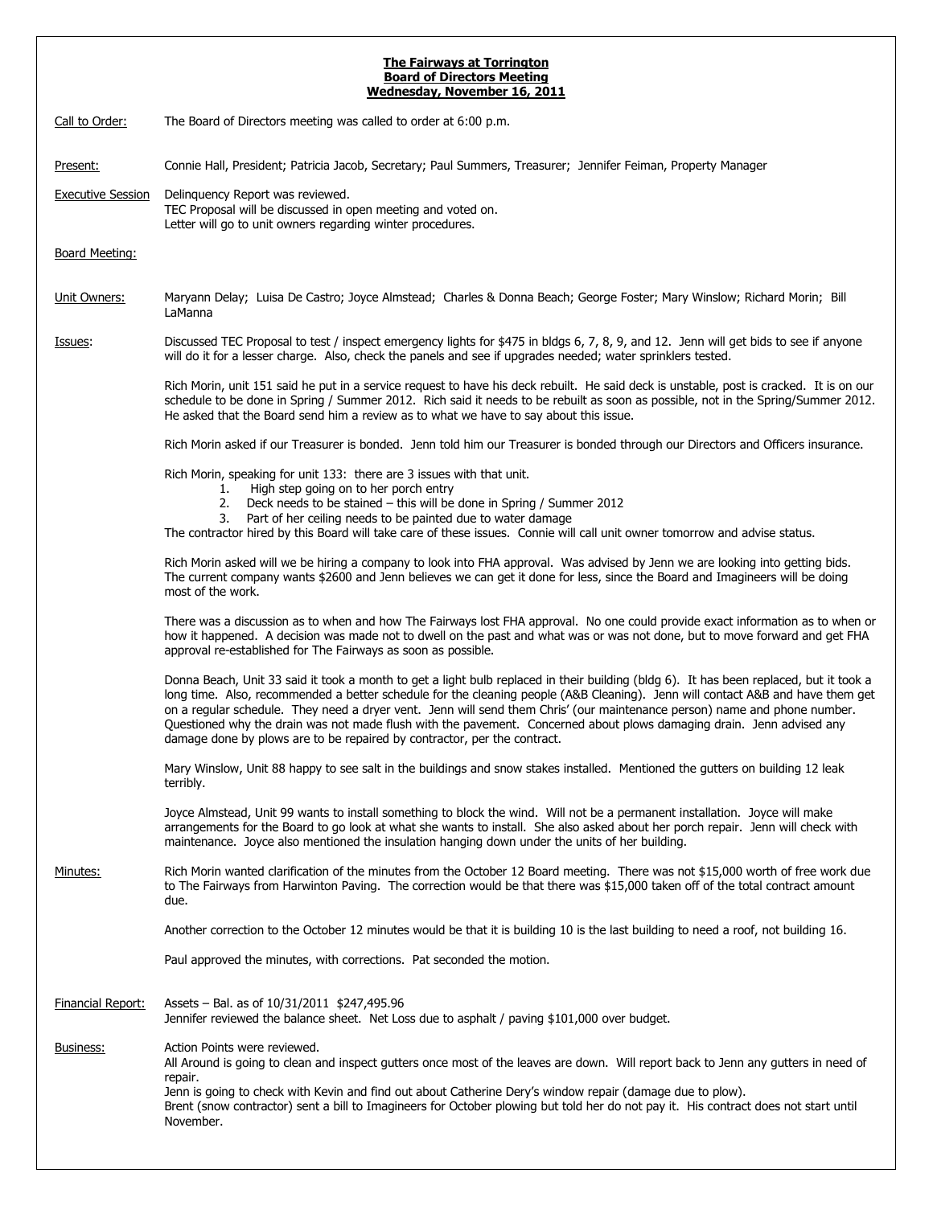**The Fairways at Torrington**
**Board of Directors Meeting**
**Wednesday, November 16, 2011**

Call to Order: The Board of Directors meeting was called to order at 6:00 p.m.

Present: Connie Hall, President; Patricia Jacob, Secretary; Paul Summers, Treasurer; Jennifer Feiman, Property Manager

Executive Session: Delinquency Report was reviewed.
TEC Proposal will be discussed in open meeting and voted on.
Letter will go to unit owners regarding winter procedures.

Board Meeting:

Unit Owners: Maryann Delay; Luisa De Castro; Joyce Almstead; Charles & Donna Beach; George Foster; Mary Winslow; Richard Morin; Bill LaManna

Issues: Discussed TEC Proposal to test / inspect emergency lights for $475 in bldgs 6, 7, 8, 9, and 12. Jenn will get bids to see if anyone will do it for a lesser charge. Also, check the panels and see if upgrades needed; water sprinklers tested.

Rich Morin, unit 151 said he put in a service request to have his deck rebuilt. He said deck is unstable, post is cracked. It is on our schedule to be done in Spring / Summer 2012. Rich said it needs to be rebuilt as soon as possible, not in the Spring/Summer 2012. He asked that the Board send him a review as to what we have to say about this issue.

Rich Morin asked if our Treasurer is bonded. Jenn told him our Treasurer is bonded through our Directors and Officers insurance.

Rich Morin, speaking for unit 133: there are 3 issues with that unit.

1. High step going on to her porch entry
2. Deck needs to be stained – this will be done in Spring / Summer 2012
3. Part of her ceiling needs to be painted due to water damage

The contractor hired by this Board will take care of these issues. Connie will call unit owner tomorrow and advise status.

Rich Morin asked will we be hiring a company to look into FHA approval. Was advised by Jenn we are looking into getting bids. The current company wants $2600 and Jenn believes we can get it done for less, since the Board and Imagineers will be doing most of the work.

There was a discussion as to when and how The Fairways lost FHA approval. No one could provide exact information as to when or how it happened. A decision was made not to dwell on the past and what was or was not done, but to move forward and get FHA approval re-established for The Fairways as soon as possible.

Donna Beach, Unit 33 said it took a month to get a light bulb replaced in their building (bldg 6). It has been replaced, but it took a long time. Also, recommended a better schedule for the cleaning people (A&B Cleaning). Jenn will contact A&B and have them get on a regular schedule. They need a dryer vent. Jenn will send them Chris' (our maintenance person) name and phone number. Questioned why the drain was not made flush with the pavement. Concerned about plows damaging drain. Jenn advised any damage done by plows are to be repaired by contractor, per the contract.

Mary Winslow, Unit 88 happy to see salt in the buildings and snow stakes installed. Mentioned the gutters on building 12 leak terribly.

Joyce Almstead, Unit 99 wants to install something to block the wind. Will not be a permanent installation. Joyce will make arrangements for the Board to go look at what she wants to install. She also asked about her porch repair. Jenn will check with maintenance. Joyce also mentioned the insulation hanging down under the units of her building.

Minutes: Rich Morin wanted clarification of the minutes from the October 12 Board meeting. There was not $15,000 worth of free work due to The Fairways from Harwinton Paving. The correction would be that there was $15,000 taken off of the total contract amount due.

Another correction to the October 12 minutes would be that it is building 10 is the last building to need a roof, not building 16.

Paul approved the minutes, with corrections. Pat seconded the motion.

Financial Report: Assets – Bal. as of 10/31/2011 $247,495.96
Jennifer reviewed the balance sheet. Net Loss due to asphalt / paving $101,000 over budget.

Business: Action Points were reviewed.
All Around is going to clean and inspect gutters once most of the leaves are down. Will report back to Jenn any gutters in need of repair.
Jenn is going to check with Kevin and find out about Catherine Dery's window repair (damage due to plow).
Brent (snow contractor) sent a bill to Imagineers for October plowing but told her do not pay it. His contract does not start until November.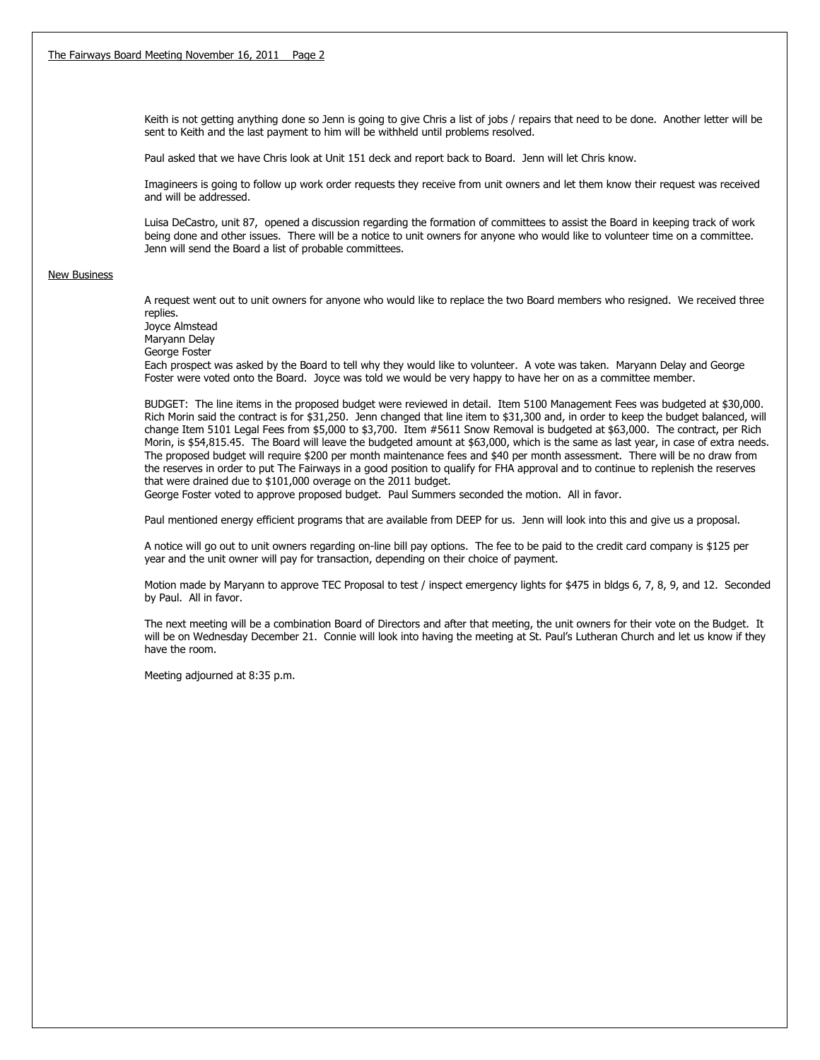Keith is not getting anything done so Jenn is going to give Chris a list of jobs / repairs that need to be done. Another letter will be sent to Keith and the last payment to him will be withheld until problems resolved.

Paul asked that we have Chris look at Unit 151 deck and report back to Board. Jenn will let Chris know.

Imagineers is going to follow up work order requests they receive from unit owners and let them know their request was received and will be addressed.

Luisa DeCastro, unit 87, opened a discussion regarding the formation of committees to assist the Board in keeping track of work being done and other issues. There will be a notice to unit owners for anyone who would like to volunteer time on a committee. Jenn will send the Board a list of probable committees.

## New Business

A request went out to unit owners for anyone who would like to replace the two Board members who resigned. We received three replies.
Joyce Almstead
Maryann Delay
George Foster
Each prospect was asked by the Board to tell why they would like to volunteer. A vote was taken. Maryann Delay and George Foster were voted onto the Board. Joyce was told we would be very happy to have her on as a committee member.

BUDGET: The line items in the proposed budget were reviewed in detail. Item 5100 Management Fees was budgeted at $30,000. Rich Morin said the contract is for $31,250. Jenn changed that line item to $31,300 and, in order to keep the budget balanced, will change Item 5101 Legal Fees from $5,000 to $3,700. Item #5611 Snow Removal is budgeted at $63,000. The contract, per Rich Morin, is $54,815.45. The Board will leave the budgeted amount at $63,000, which is the same as last year, in case of extra needs. The proposed budget will require $200 per month maintenance fees and $40 per month assessment. There will be no draw from the reserves in order to put The Fairways in a good position to qualify for FHA approval and to continue to replenish the reserves that were drained due to $101,000 overage on the 2011 budget.
George Foster voted to approve proposed budget. Paul Summers seconded the motion. All in favor.

Paul mentioned energy efficient programs that are available from DEEP for us. Jenn will look into this and give us a proposal.

A notice will go out to unit owners regarding on-line bill pay options. The fee to be paid to the credit card company is $125 per year and the unit owner will pay for transaction, depending on their choice of payment.

Motion made by Maryann to approve TEC Proposal to test / inspect emergency lights for $475 in bldgs 6, 7, 8, 9, and 12. Seconded by Paul. All in favor.

The next meeting will be a combination Board of Directors and after that meeting, the unit owners for their vote on the Budget. It will be on Wednesday December 21. Connie will look into having the meeting at St. Paul's Lutheran Church and let us know if they have the room.

Meeting adjourned at 8:35 p.m.